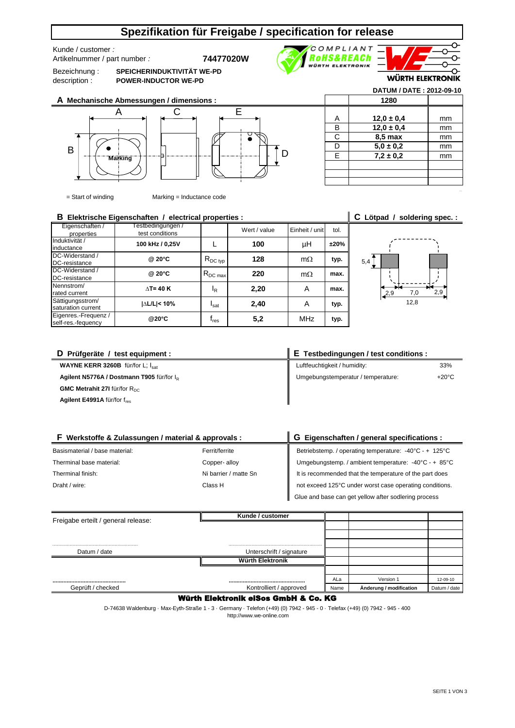# Spezifikation für Freigabe / specification for release

Kunde / customer :

Artikelnummer / part number : **74477020W**

Bezeichnung : **SPEICHERINDUKTIVITÄT WE-PD**

description : **POWER-INDUCTOR WE-PD**

COMPLIANT RoHS&REACh WÜRTH ELEKTRONIK

WÜRTH ELEKTRONIK

**DATUM / DATE : 2012-09-10**

## A Mechanische Abmessungen / dimensions :

|  | 1280 |  |
|---|---|---|
| A | **12,0 ± 0,4** | mm |
| B | **12,0 ± 0,4** | mm |
| C | **8,5 max** | mm |
| D | **5,0 ± 0,2** | mm |
| E | **7,2 ± 0,2** | mm |

= Start of winding    Marking = Inductance code

## B Elektrische Eigenschaften / electrical properties :

| Eigenschaften / properties | Testbedingungen / test conditions |  | Wert / value | Einheit / unit | tol. |
|---|---|---|---|---|---|
| Induktivität / inductance | **100 kHz / 0,25V** | L | **100** | µH | **±20%** |
| DC-Widerstand / DC-resistance | **@ 20°C** | $R_{DC\ typ}$ | **128** | mΩ | **typ.** |
| DC-Widerstand / DC-resistance | **@ 20°C** | $R_{DC\ max}$ | **220** | mΩ | **max.** |
| Nennstrom/ rated current | **ΔT= 40 K** | $I_R$ | **2,20** | A | **max.** |
| Sättigungsstrom/ saturation current | **\|ΔL/L\|< 10%** | $I_{sat}$ | **2,40** | A | **typ.** |
| Eigenres.-Frequenz / self-res.-fequency | **@20°C** | $f_{res}$ | **5,2** | MHz | **typ.** |

## C Lötpad / soldering spec. :

5,4 — 2,9 — 7,0 — 2,9 — 12,8

## D Prüfgeräte / test equipment :

**WAYNE KERR 3260B** für/for L; $I_{sat}$

**Agilent N5776A / Dostmann T905** für/for $I_R$

**GMC Metrahit 27I** für/for $R_{DC}$

**Agilent E4991A** für/for $f_{res}$

## E Testbedingungen / test conditions :

| | |
|---|---|
| Luftfeuchtigkeit / humidity: | 33% |
| Umgebungstemperatur / temperature: | +20°C |

## F Werkstoffe & Zulassungen / material & approvals :

| | |
|---|---|
| Basismaterial / base material: | Ferrit/ferrite |
| Therminal base material: | Copper- alloy |
| Therminal finish: | Ni barrier / matte Sn |
| Draht / wire: | Class H |

## G Eigenschaften / general specifications :

Betriebstemp. / operating temperature: -40°C - + 125°C

Umgebungstemp. / ambient temperature: -40°C - + 85°C

It is recommended that the temperature of the part does not exceed 125°C under worst case operating conditions.

Glue and base can get yellow after sodlering process

Freigabe erteilt / general release:

**Kunde / customer**

Datum / date    Unterschrift / signature

**Würth Elektronik**

Geprüft / checked    Kontrolliert / approved

| | | |
|---|---|---|
| ALa | Version 1 | 12-09-10 |
| Name | **Änderung / modification** | Datum / date |

**Würth Elektronik eiSos GmbH & Co. KG**

D-74638 Waldenburg · Max-Eyth-Straße 1 - 3 · Germany · Telefon (+49) (0) 7942 - 945 - 0 · Telefax (+49) (0) 7942 - 945 - 400

http://www.we-online.com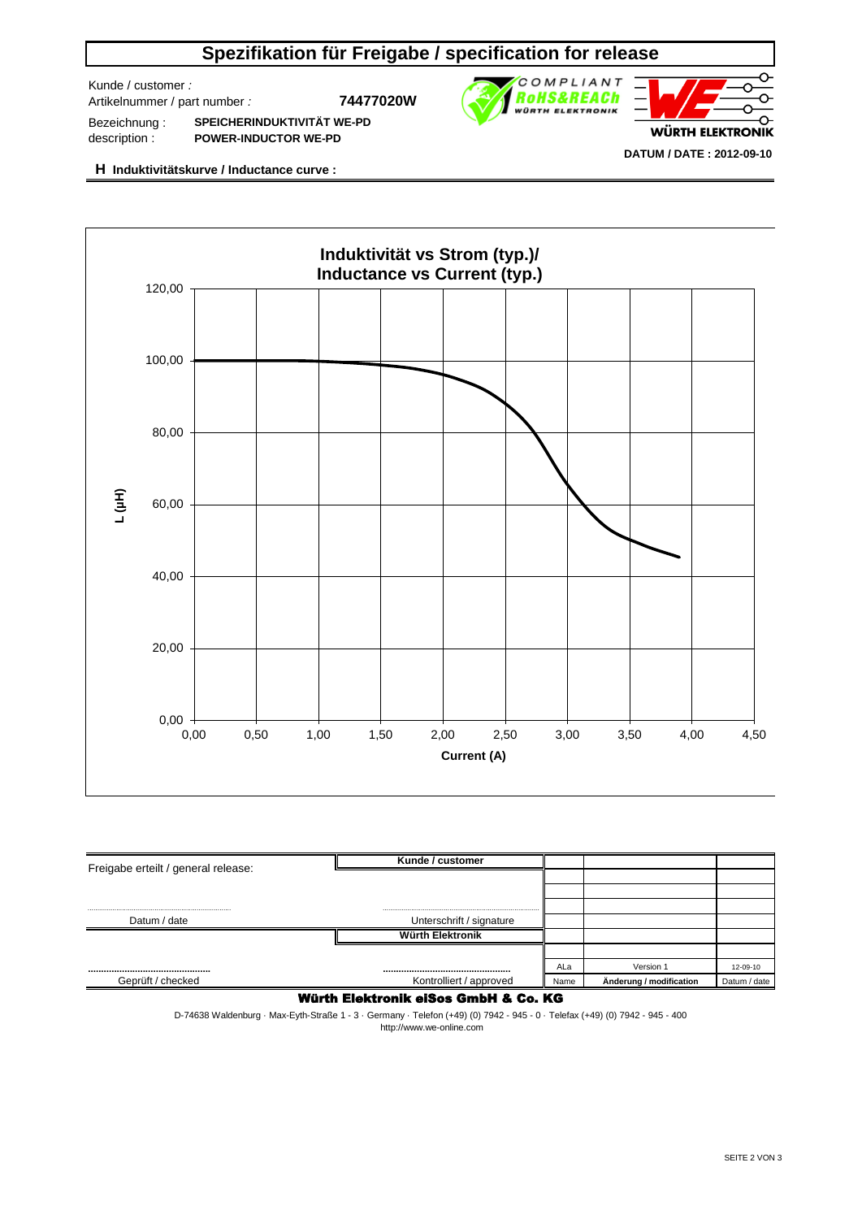# Spezifikation für Freigabe / specification for release

Kunde / customer :

Artikelnummer / part number : **74477020W**

Bezeichnung : **SPEICHERINDUKTIVITÄT WE-PD**

description : **POWER-INDUCTOR WE-PD**

COMPLIANT RoHS&REACh WÜRTH ELEKTRONIK

WÜRTH ELEKTRONIK

**DATUM / DATE : 2012-09-10**

**H Induktivitätskurve / Inductance curve :**

**Induktivität vs Strom (typ.)/ Inductance vs Current (typ.)**

L (µH): 0,00 – 120,00

Current (A): 0,00 – 4,50

| Freigabe erteilt / general release: | Kunde / customer | | | |
|---|---|---|---|---|
| Datum / date | Unterschrift / signature | | | |
| | Würth Elektronik | | | |
| | | ALa | Version 1 | 12-09-10 |
| Geprüft / checked | Kontrolliert / approved | Name | Änderung / modification | Datum / date |

**Würth Elektronik eiSos GmbH & Co. KG**

D-74638 Waldenburg · Max-Eyth-Straße 1 - 3 · Germany · Telefon (+49) (0) 7942 - 945 - 0 · Telefax (+49) (0) 7942 - 945 - 400
http://www.we-online.com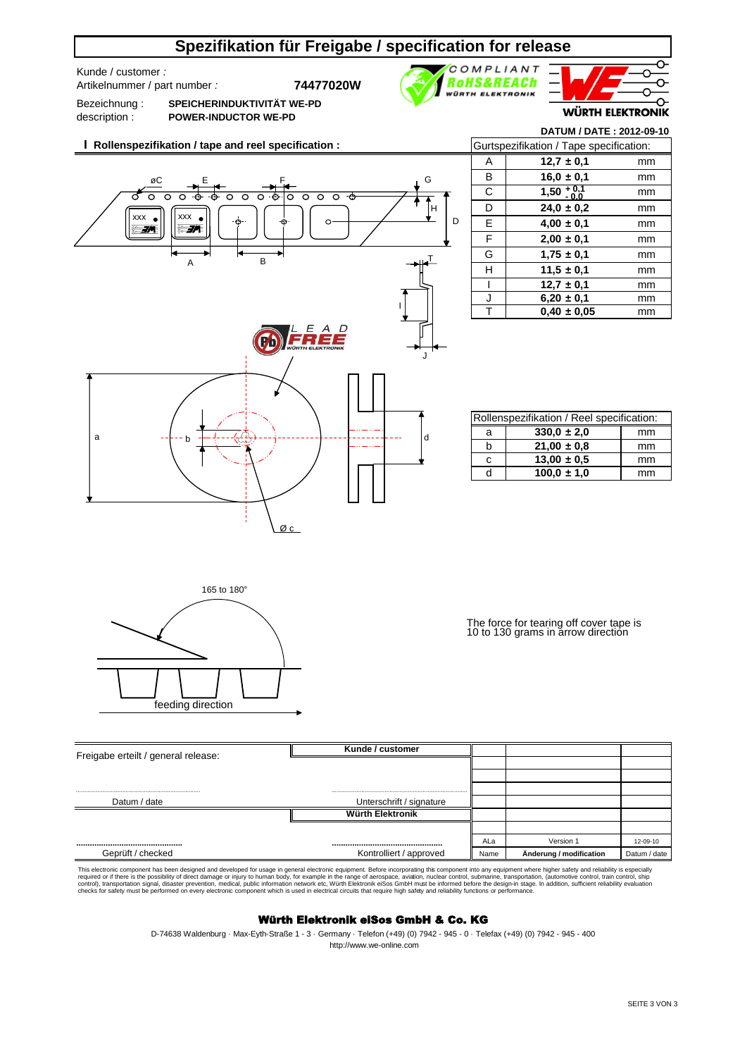# Spezifikation für Freigabe / specification for release

Kunde / customer :

Artikelnummer / part number : **74477020W**

Bezeichnung : **SPEICHERINDUKTIVITÄT WE-PD**

description : **POWER-INDUCTOR WE-PD**

COMPLIANT RoHS&REACh WÜRTH ELEKTRONIK

WÜRTH ELEKTRONIK

**DATUM / DATE : 2012-09-10**

## I Rollenspezifikation / tape and reel specification :

øC E F G H D A B T I J

XXX XXX

LEAD FREE WÜRTH ELEKTRONIK

a b d Ø c

| Gurtspezifikation / Tape specification: | | |
|---|---|---|
| A | **12,7 ± 0,1** | mm |
| B | **16,0 ± 0,1** | mm |
| C | **1,50** $^{+0,1}_{-0,0}$ | mm |
| D | **24,0 ± 0,2** | mm |
| E | **4,00 ± 0,1** | mm |
| F | **2,00 ± 0,1** | mm |
| G | **1,75 ± 0,1** | mm |
| H | **11,5 ± 0,1** | mm |
| I | **12,7 ± 0,1** | mm |
| J | **6,20 ± 0,1** | mm |
| T | **0,40 ± 0,05** | mm |

| Rollenspezifikation / Reel specification: | | |
|---|---|---|
| a | **330,0 ± 2,0** | mm |
| b | **21,00 ± 0,8** | mm |
| c | **13,00 ± 0,5** | mm |
| d | **100,0 ± 1,0** | mm |

165 to 180°

feeding direction

The force for tearing off cover tape is 10 to 130 grams in arrow direction

| Freigabe erteilt / general release: | Kunde / customer | | | |
|---|---|---|---|---|
| Datum / date | Unterschrift / signature | | | |
| | Würth Elektronik | | | |
| | | ALa | Version 1 | 12-09-10 |
| Geprüft / checked | Kontrolliert / approved | Name | Änderung / modification | Datum / date |

This electronic component has been designed and developed for usage in general electronic equipment. Before incorporating this component into any equipment where higher safety and reliability is especially required or if there is the possibility of direct damage or injury to human body, for example in the range of aerospace, aviation, nuclear control, submarine, transportation, (automotive control, train control, ship control), transportation signal, disaster prevention, medical, public information network etc, Würth Elektronik eiSos GmbH must be informed before the design-in stage. In addition, sufficient reliability evaluation checks for safety must be performed on every electronic component which is used in electrical circuits that require high safety and reliability functions or performance.

**Würth Elektronik eiSos GmbH & Co. KG**

D-74638 Waldenburg · Max-Eyth-Straße 1 - 3 · Germany · Telefon (+49) (0) 7942 - 945 - 0 · Telefax (+49) (0) 7942 - 945 - 400

http://www.we-online.com